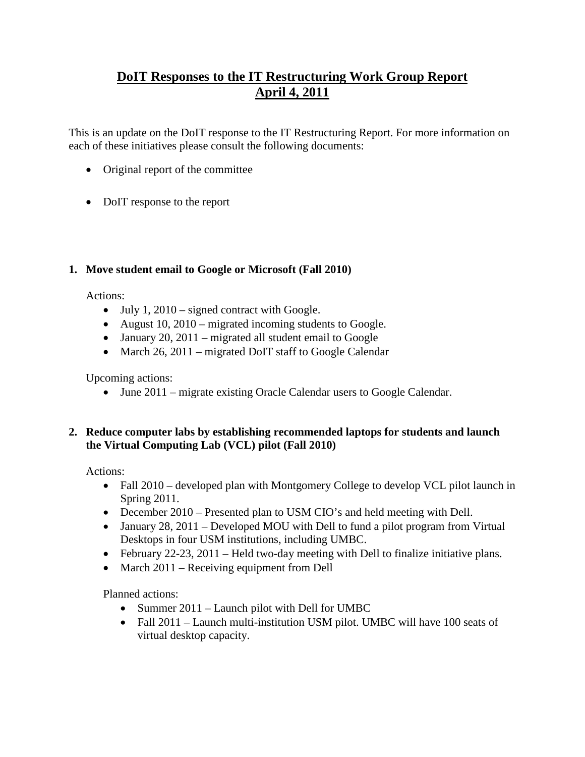# DoIT Responses to the IT Restructuring Work Group Report
# April 4, 2011

This is an update on the DoIT response to the IT Restructuring Report. For more information on each of these initiatives please consult the following documents:

- Original report of the committee
- DoIT response to the report

**1. Move student email to Google or Microsoft (Fall 2010)**

Actions:

- July 1, 2010 – signed contract with Google.
- August 10, 2010 – migrated incoming students to Google.
- January 20, 2011 – migrated all student email to Google
- March 26, 2011 – migrated DoIT staff to Google Calendar

Upcoming actions:

- June 2011 – migrate existing Oracle Calendar users to Google Calendar.

**2. Reduce computer labs by establishing recommended laptops for students and launch the Virtual Computing Lab (VCL) pilot (Fall 2010)**

Actions:

- Fall 2010 – developed plan with Montgomery College to develop VCL pilot launch in Spring 2011.
- December 2010 – Presented plan to USM CIO's and held meeting with Dell.
- January 28, 2011 – Developed MOU with Dell to fund a pilot program from Virtual Desktops in four USM institutions, including UMBC.
- February 22-23, 2011 – Held two-day meeting with Dell to finalize initiative plans.
- March 2011 – Receiving equipment from Dell

Planned actions:

- Summer 2011 – Launch pilot with Dell for UMBC
- Fall 2011 – Launch multi-institution USM pilot. UMBC will have 100 seats of virtual desktop capacity.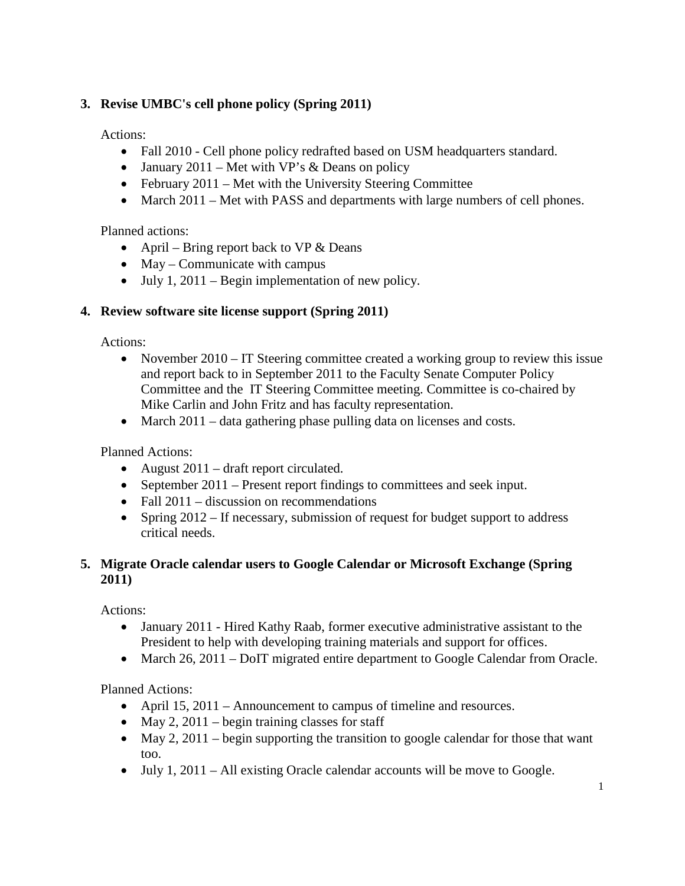**3. Revise UMBC's cell phone policy (Spring 2011)**

Actions:

- Fall 2010 - Cell phone policy redrafted based on USM headquarters standard.
- January 2011 – Met with VP's & Deans on policy
- February 2011 – Met with the University Steering Committee
- March 2011 – Met with PASS and departments with large numbers of cell phones.

Planned actions:

- April – Bring report back to VP & Deans
- May – Communicate with campus
- July 1, 2011 – Begin implementation of new policy.

**4. Review software site license support (Spring 2011)**

Actions:

- November 2010 – IT Steering committee created a working group to review this issue and report back to in September 2011 to the Faculty Senate Computer Policy Committee and the IT Steering Committee meeting. Committee is co-chaired by Mike Carlin and John Fritz and has faculty representation.
- March 2011 – data gathering phase pulling data on licenses and costs.

Planned Actions:

- August 2011 – draft report circulated.
- September 2011 – Present report findings to committees and seek input.
- Fall 2011 – discussion on recommendations
- Spring 2012 – If necessary, submission of request for budget support to address critical needs.

**5. Migrate Oracle calendar users to Google Calendar or Microsoft Exchange (Spring 2011)**

Actions:

- January 2011 - Hired Kathy Raab, former executive administrative assistant to the President to help with developing training materials and support for offices.
- March 26, 2011 – DoIT migrated entire department to Google Calendar from Oracle.

Planned Actions:

- April 15, 2011 – Announcement to campus of timeline and resources.
- May 2, 2011 – begin training classes for staff
- May 2, 2011 – begin supporting the transition to google calendar for those that want too.
- July 1, 2011 – All existing Oracle calendar accounts will be move to Google.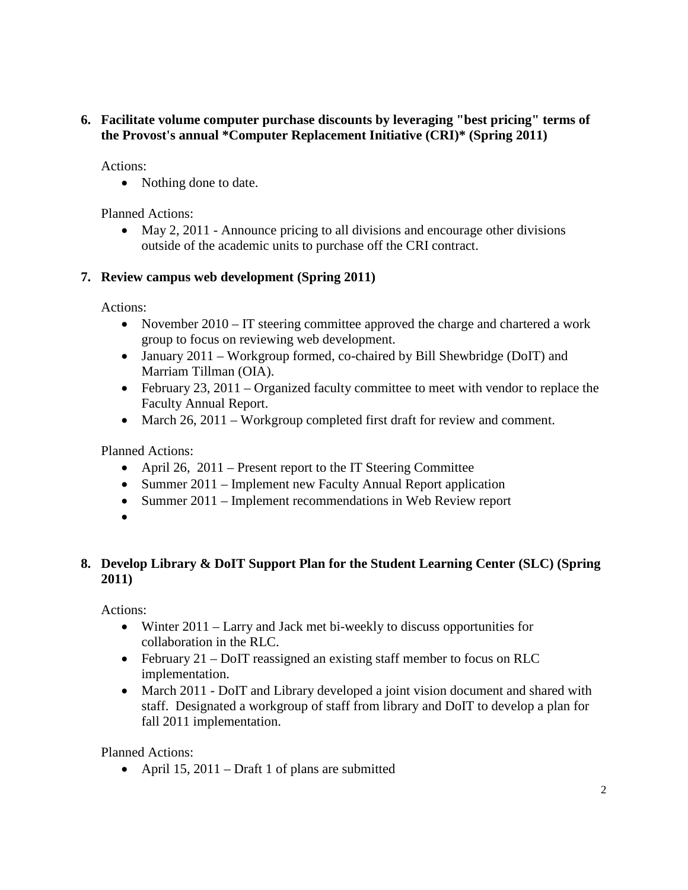**6. Facilitate volume computer purchase discounts by leveraging "best pricing" terms of the Provost's annual *Computer Replacement Initiative (CRI)* (Spring 2011)**

Actions:

- Nothing done to date.

Planned Actions:

- May 2, 2011 - Announce pricing to all divisions and encourage other divisions outside of the academic units to purchase off the CRI contract.

**7. Review campus web development (Spring 2011)**

Actions:

- November 2010 – IT steering committee approved the charge and chartered a work group to focus on reviewing web development.
- January 2011 – Workgroup formed, co-chaired by Bill Shewbridge (DoIT) and Marriam Tillman (OIA).
- February 23, 2011 – Organized faculty committee to meet with vendor to replace the Faculty Annual Report.
- March 26, 2011 – Workgroup completed first draft for review and comment.

Planned Actions:

- April 26, 2011 – Present report to the IT Steering Committee
- Summer 2011 – Implement new Faculty Annual Report application
- Summer 2011 – Implement recommendations in Web Review report
- 

**8. Develop Library & DoIT Support Plan for the Student Learning Center (SLC) (Spring 2011)**

Actions:

- Winter 2011 – Larry and Jack met bi-weekly to discuss opportunities for collaboration in the RLC.
- February 21 – DoIT reassigned an existing staff member to focus on RLC implementation.
- March 2011 - DoIT and Library developed a joint vision document and shared with staff. Designated a workgroup of staff from library and DoIT to develop a plan for fall 2011 implementation.

Planned Actions:

- April 15, 2011 – Draft 1 of plans are submitted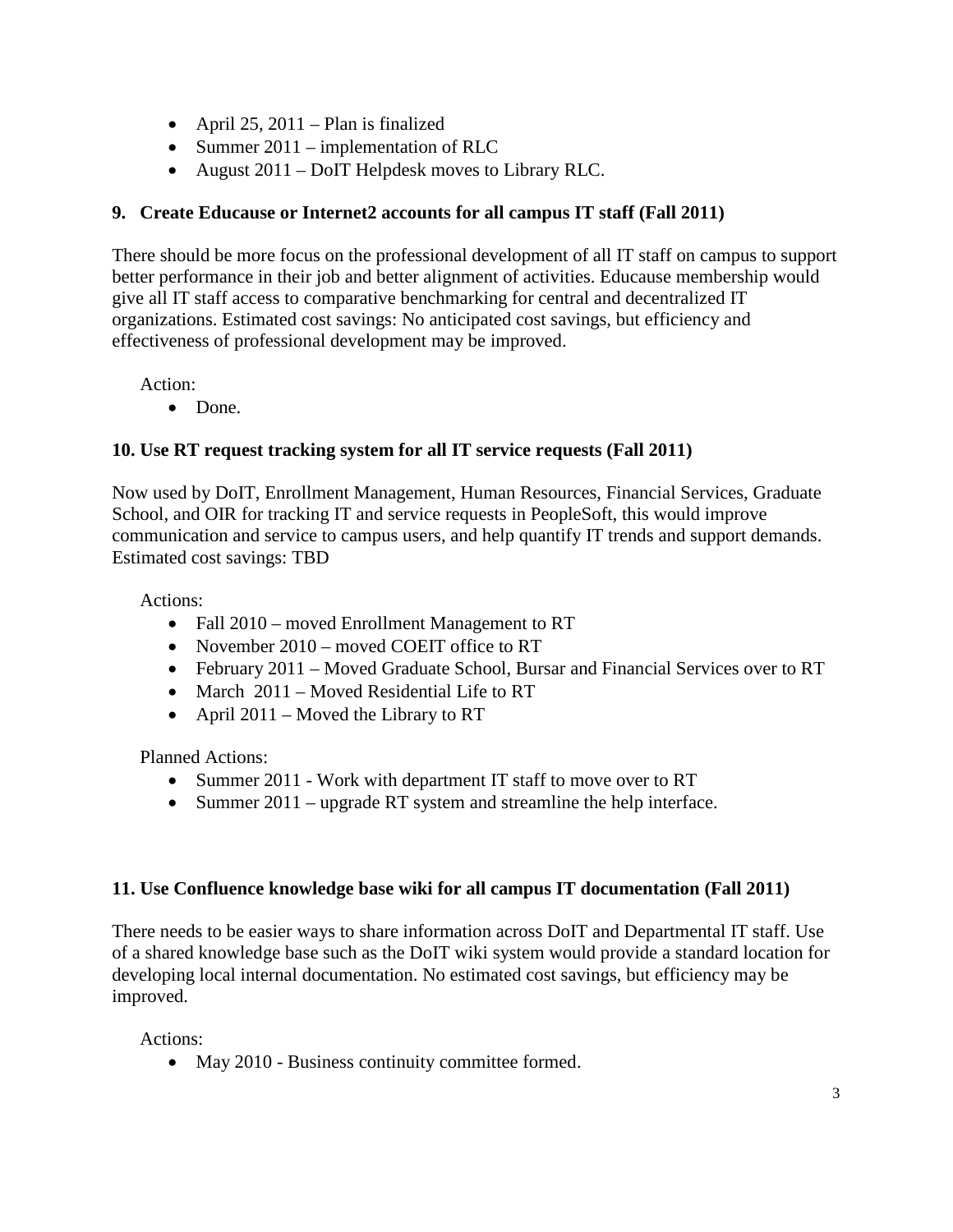- April 25, 2011 – Plan is finalized
- Summer 2011 – implementation of RLC
- August 2011 – DoIT Helpdesk moves to Library RLC.

### 9. Create Educause or Internet2 accounts for all campus IT staff (Fall 2011)

There should be more focus on the professional development of all IT staff on campus to support better performance in their job and better alignment of activities. Educause membership would give all IT staff access to comparative benchmarking for central and decentralized IT organizations. Estimated cost savings: No anticipated cost savings, but efficiency and effectiveness of professional development may be improved.

Action:

- Done.

### 10. Use RT request tracking system for all IT service requests (Fall 2011)

Now used by DoIT, Enrollment Management, Human Resources, Financial Services, Graduate School, and OIR for tracking IT and service requests in PeopleSoft, this would improve communication and service to campus users, and help quantify IT trends and support demands. Estimated cost savings: TBD

Actions:

- Fall 2010 – moved Enrollment Management to RT
- November 2010 – moved COEIT office to RT
- February 2011 – Moved Graduate School, Bursar and Financial Services over to RT
- March 2011 – Moved Residential Life to RT
- April 2011 – Moved the Library to RT

Planned Actions:

- Summer 2011 - Work with department IT staff to move over to RT
- Summer 2011 – upgrade RT system and streamline the help interface.

### 11. Use Confluence knowledge base wiki for all campus IT documentation (Fall 2011)

There needs to be easier ways to share information across DoIT and Departmental IT staff. Use of a shared knowledge base such as the DoIT wiki system would provide a standard location for developing local internal documentation. No estimated cost savings, but efficiency may be improved.

Actions:

- May 2010 - Business continuity committee formed.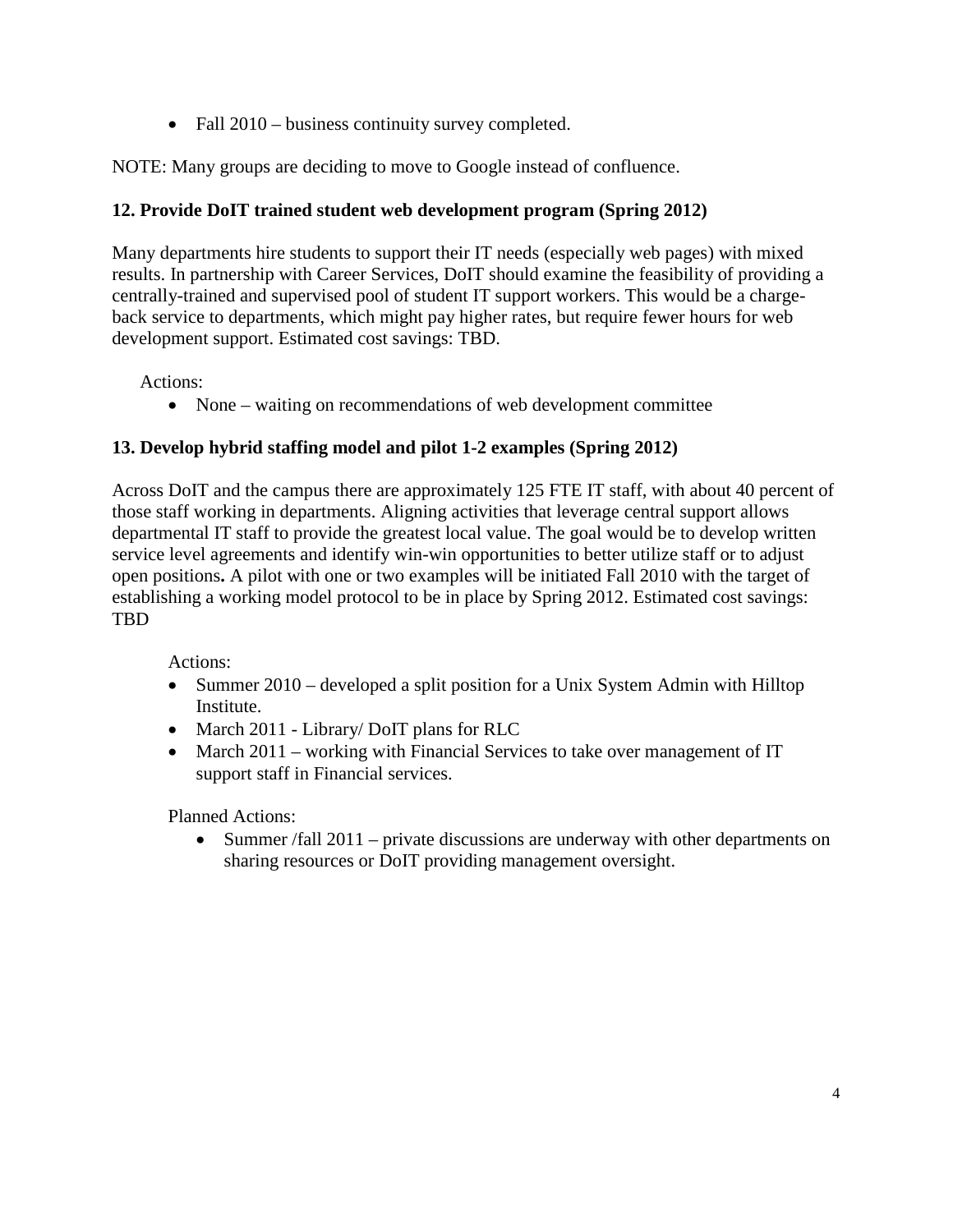- Fall 2010 – business continuity survey completed.

NOTE: Many groups are deciding to move to Google instead of confluence.

**12. Provide DoIT trained student web development program (Spring 2012)**

Many departments hire students to support their IT needs (especially web pages) with mixed results. In partnership with Career Services, DoIT should examine the feasibility of providing a centrally-trained and supervised pool of student IT support workers. This would be a charge-back service to departments, which might pay higher rates, but require fewer hours for web development support. Estimated cost savings: TBD.

Actions:

- None – waiting on recommendations of web development committee

**13. Develop hybrid staffing model and pilot 1-2 examples (Spring 2012)**

Across DoIT and the campus there are approximately 125 FTE IT staff, with about 40 percent of those staff working in departments. Aligning activities that leverage central support allows departmental IT staff to provide the greatest local value. The goal would be to develop written service level agreements and identify win-win opportunities to better utilize staff or to adjust open positions**.** A pilot with one or two examples will be initiated Fall 2010 with the target of establishing a working model protocol to be in place by Spring 2012. Estimated cost savings: TBD

Actions:

- Summer 2010 – developed a split position for a Unix System Admin with Hilltop Institute.
- March 2011 - Library/ DoIT plans for RLC
- March 2011 – working with Financial Services to take over management of IT support staff in Financial services.

Planned Actions:

- Summer /fall 2011 – private discussions are underway with other departments on sharing resources or DoIT providing management oversight.